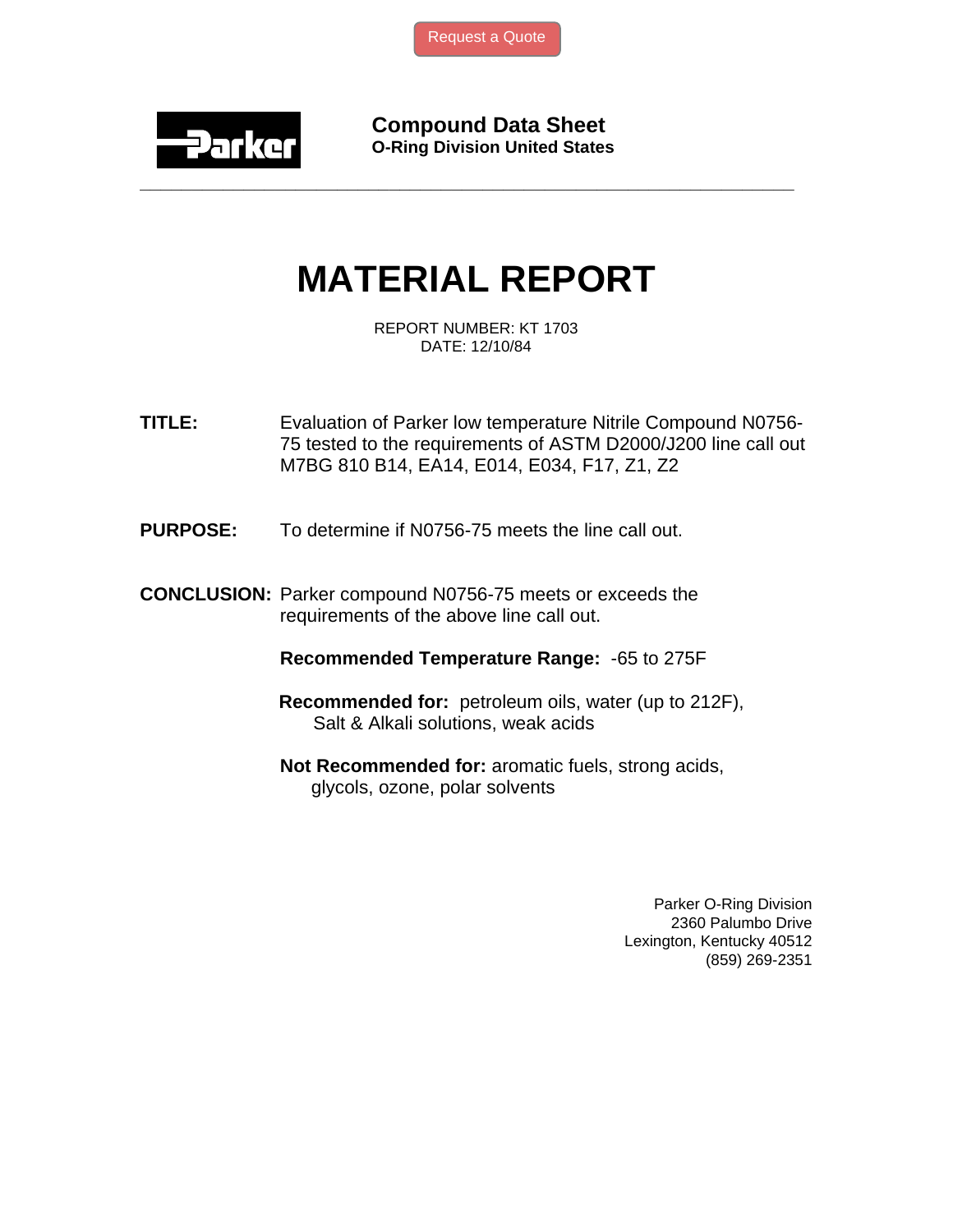Request a Quote

**Compound Data Sheet**
**O-Ring Division United States**

# MATERIAL REPORT

REPORT NUMBER: KT 1703
DATE: 12/10/84

**TITLE:** Evaluation of Parker low temperature Nitrile Compound N0756-75 tested to the requirements of ASTM D2000/J200 line call out M7BG 810 B14, EA14, E014, E034, F17, Z1, Z2

**PURPOSE:** To determine if N0756-75 meets the line call out.

**CONCLUSION:** Parker compound N0756-75 meets or exceeds the requirements of the above line call out.

**Recommended Temperature Range:** -65 to 275F

**Recommended for:** petroleum oils, water (up to 212F), Salt & Alkali solutions, weak acids

**Not Recommended for:** aromatic fuels, strong acids, glycols, ozone, polar solvents

Parker O-Ring Division
2360 Palumbo Drive
Lexington, Kentucky 40512
(859) 269-2351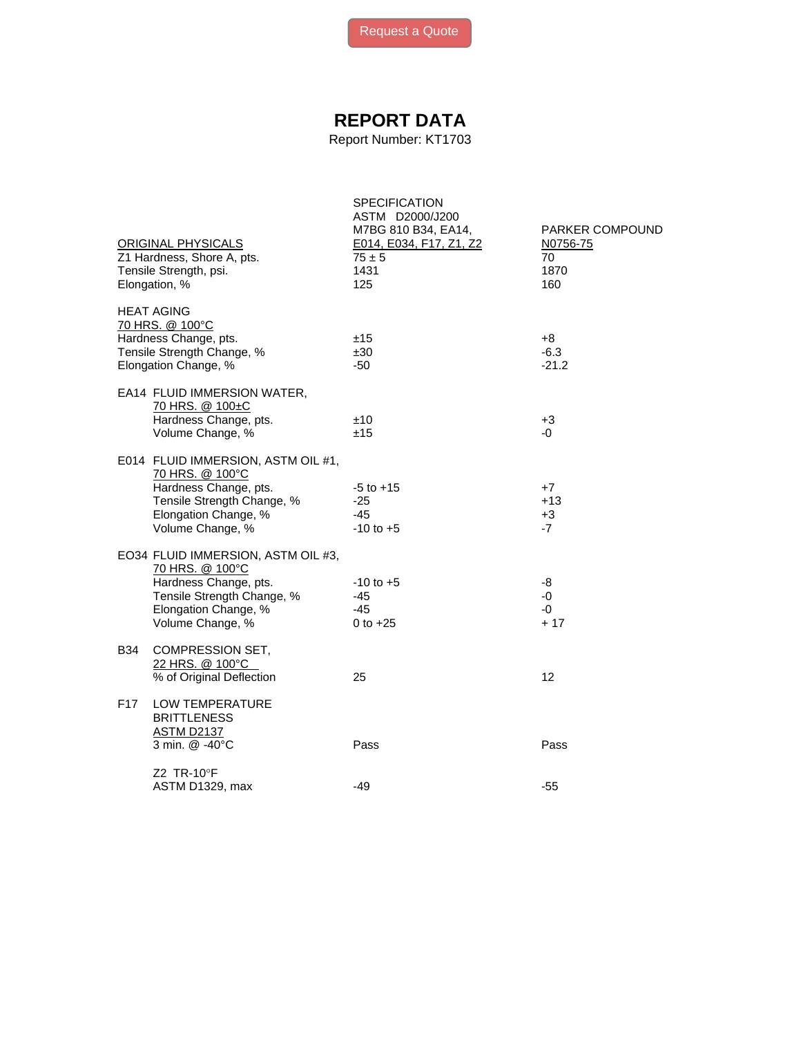Request a Quote

# REPORT DATA

Report Number: KT1703

| | SPECIFICATION ASTM D2000/J200 M7BG 810 B34, EA14, E014, E034, F17, Z1, Z2 | PARKER COMPOUND N0756-75 |
|---|---|---|
| **ORIGINAL PHYSICALS** | | |
| Z1 Hardness, Shore A, pts. | 75 ± 5 | 70 |
| Tensile Strength, psi. | 1431 | 1870 |
| Elongation, % | 125 | 160 |
| **HEAT AGING** | | |
| 70 HRS. @ 100°C | | |
| Hardness Change, pts. | ±15 | +8 |
| Tensile Strength Change, % | ±30 | -6.3 |
| Elongation Change, % | -50 | -21.2 |
| **EA14 FLUID IMMERSION WATER,** | | |
| 70 HRS. @ 100±C | | |
| Hardness Change, pts. | ±10 | +3 |
| Volume Change, % | ±15 | -0 |
| **E014 FLUID IMMERSION, ASTM OIL #1,** | | |
| 70 HRS. @ 100°C | | |
| Hardness Change, pts. | -5 to +15 | +7 |
| Tensile Strength Change, % | -25 | +13 |
| Elongation Change, % | -45 | +3 |
| Volume Change, % | -10 to +5 | -7 |
| **EO34 FLUID IMMERSION, ASTM OIL #3,** | | |
| 70 HRS. @ 100°C | | |
| Hardness Change, pts. | -10 to +5 | -8 |
| Tensile Strength Change, % | -45 | -0 |
| Elongation Change, % | -45 | -0 |
| Volume Change, % | 0 to +25 | + 17 |
| **B34 COMPRESSION SET,** | | |
| 22 HRS. @ 100°C | | |
| % of Original Deflection | 25 | 12 |
| **F17 LOW TEMPERATURE BRITTLENESS** | | |
| ASTM D2137 | | |
| 3 min. @ -40°C | Pass | Pass |
| **Z2 TR-10°F** | | |
| ASTM D1329, max | -49 | -55 |